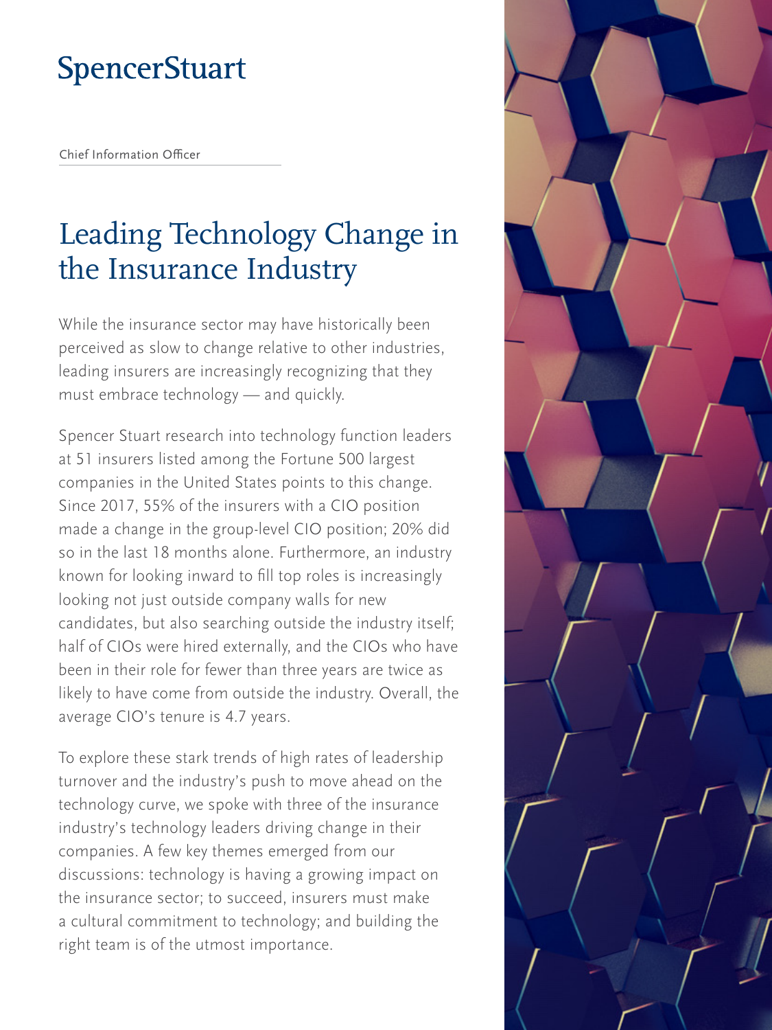SpencerStuart

Chief Information Officer

# Leading Technology Change in the Insurance Industry

While the insurance sector may have historically been perceived as slow to change relative to other industries, leading insurers are increasingly recognizing that they must embrace technology — and quickly.

Spencer Stuart research into technology function leaders at 51 insurers listed among the Fortune 500 largest companies in the United States points to this change. Since 2017, 55% of the insurers with a CIO position made a change in the group-level CIO position; 20% did so in the last 18 months alone. Furthermore, an industry known for looking inward to fill top roles is increasingly looking not just outside company walls for new candidates, but also searching outside the industry itself; half of CIOs were hired externally, and the CIOs who have been in their role for fewer than three years are twice as likely to have come from outside the industry. Overall, the average CIO's tenure is 4.7 years.

To explore these stark trends of high rates of leadership turnover and the industry's push to move ahead on the technology curve, we spoke with three of the insurance industry's technology leaders driving change in their companies. A few key themes emerged from our discussions: technology is having a growing impact on the insurance sector; to succeed, insurers must make a cultural commitment to technology; and building the right team is of the utmost importance.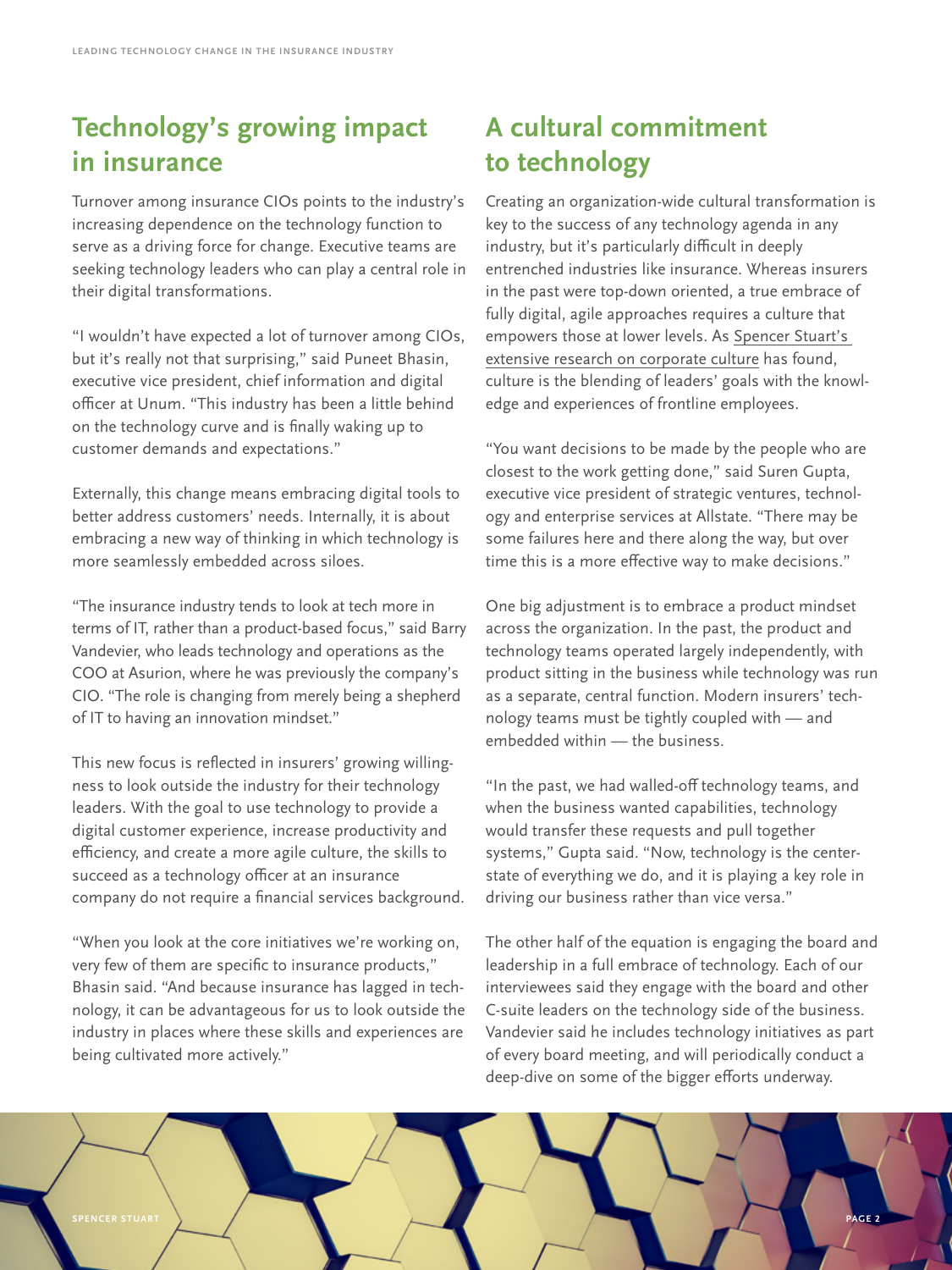## Technology's growing impact in insurance

Turnover among insurance CIOs points to the industry's increasing dependence on the technology function to serve as a driving force for change. Executive teams are seeking technology leaders who can play a central role in their digital transformations.

"I wouldn't have expected a lot of turnover among CIOs, but it's really not that surprising," said Puneet Bhasin, executive vice president, chief information and digital officer at Unum. "This industry has been a little behind on the technology curve and is finally waking up to customer demands and expectations."

Externally, this change means embracing digital tools to better address customers' needs. Internally, it is about embracing a new way of thinking in which technology is more seamlessly embedded across siloes.

"The insurance industry tends to look at tech more in terms of IT, rather than a product-based focus," said Barry Vandevier, who leads technology and operations as the COO at Asurion, where he was previously the company's CIO. "The role is changing from merely being a shepherd of IT to having an innovation mindset."

This new focus is reflected in insurers' growing willingness to look outside the industry for their technology leaders. With the goal to use technology to provide a digital customer experience, increase productivity and efficiency, and create a more agile culture, the skills to succeed as a technology officer at an insurance company do not require a financial services background.

"When you look at the core initiatives we're working on, very few of them are specific to insurance products," Bhasin said. "And because insurance has lagged in technology, it can be advantageous for us to look outside the industry in places where these skills and experiences are being cultivated more actively."

## A cultural commitment to technology

Creating an organization-wide cultural transformation is key to the success of any technology agenda in any industry, but it's particularly difficult in deeply entrenched industries like insurance. Whereas insurers in the past were top-down oriented, a true embrace of fully digital, agile approaches requires a culture that empowers those at lower levels. As Spencer Stuart's extensive research on corporate culture has found, culture is the blending of leaders' goals with the knowledge and experiences of frontline employees.

"You want decisions to be made by the people who are closest to the work getting done," said Suren Gupta, executive vice president of strategic ventures, technology and enterprise services at Allstate. "There may be some failures here and there along the way, but over time this is a more effective way to make decisions."

One big adjustment is to embrace a product mindset across the organization. In the past, the product and technology teams operated largely independently, with product sitting in the business while technology was run as a separate, central function. Modern insurers' technology teams must be tightly coupled with — and embedded within — the business.

"In the past, we had walled-off technology teams, and when the business wanted capabilities, technology would transfer these requests and pull together systems," Gupta said. "Now, technology is the center-state of everything we do, and it is playing a key role in driving our business rather than vice versa."

The other half of the equation is engaging the board and leadership in a full embrace of technology. Each of our interviewees said they engage with the board and other C-suite leaders on the technology side of the business. Vandevier said he includes technology initiatives as part of every board meeting, and will periodically conduct a deep-dive on some of the bigger efforts underway.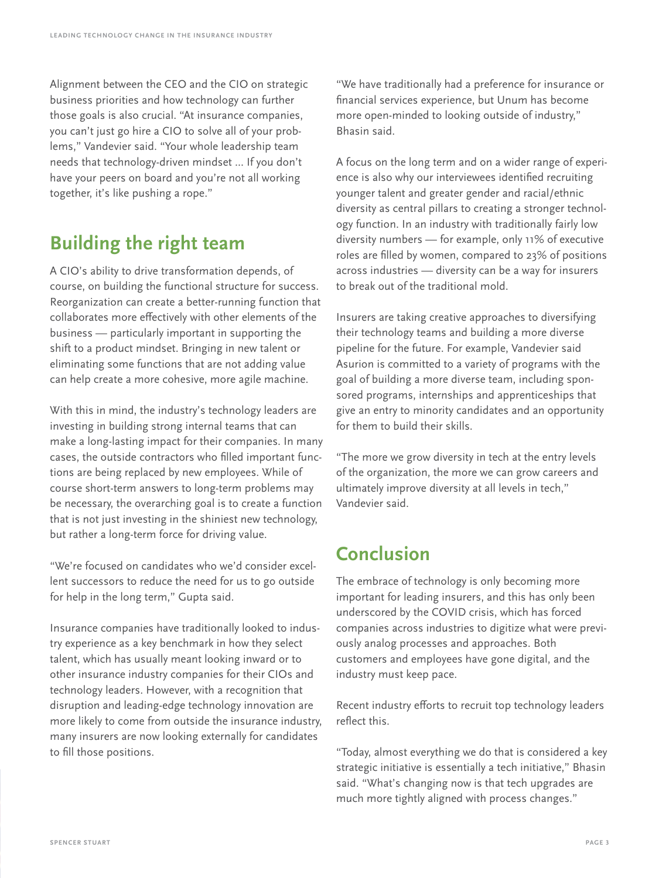Alignment between the CEO and the CIO on strategic business priorities and how technology can further those goals is also crucial. "At insurance companies, you can't just go hire a CIO to solve all of your problems," Vandevier said. "Your whole leadership team needs that technology-driven mindset ... If you don't have your peers on board and you're not all working together, it's like pushing a rope."

## Building the right team

A CIO's ability to drive transformation depends, of course, on building the functional structure for success. Reorganization can create a better-running function that collaborates more effectively with other elements of the business — particularly important in supporting the shift to a product mindset. Bringing in new talent or eliminating some functions that are not adding value can help create a more cohesive, more agile machine.

With this in mind, the industry's technology leaders are investing in building strong internal teams that can make a long-lasting impact for their companies. In many cases, the outside contractors who filled important functions are being replaced by new employees. While of course short-term answers to long-term problems may be necessary, the overarching goal is to create a function that is not just investing in the shiniest new technology, but rather a long-term force for driving value.

"We're focused on candidates who we'd consider excellent successors to reduce the need for us to go outside for help in the long term," Gupta said.

Insurance companies have traditionally looked to industry experience as a key benchmark in how they select talent, which has usually meant looking inward or to other insurance industry companies for their CIOs and technology leaders. However, with a recognition that disruption and leading-edge technology innovation are more likely to come from outside the insurance industry, many insurers are now looking externally for candidates to fill those positions.

"We have traditionally had a preference for insurance or financial services experience, but Unum has become more open-minded to looking outside of industry," Bhasin said.

A focus on the long term and on a wider range of experience is also why our interviewees identified recruiting younger talent and greater gender and racial/ethnic diversity as central pillars to creating a stronger technology function. In an industry with traditionally fairly low diversity numbers — for example, only 11% of executive roles are filled by women, compared to 23% of positions across industries — diversity can be a way for insurers to break out of the traditional mold.

Insurers are taking creative approaches to diversifying their technology teams and building a more diverse pipeline for the future. For example, Vandevier said Asurion is committed to a variety of programs with the goal of building a more diverse team, including sponsored programs, internships and apprenticeships that give an entry to minority candidates and an opportunity for them to build their skills.

"The more we grow diversity in tech at the entry levels of the organization, the more we can grow careers and ultimately improve diversity at all levels in tech," Vandevier said.

## Conclusion

The embrace of technology is only becoming more important for leading insurers, and this has only been underscored by the COVID crisis, which has forced companies across industries to digitize what were previously analog processes and approaches. Both customers and employees have gone digital, and the industry must keep pace.

Recent industry efforts to recruit top technology leaders reflect this.

"Today, almost everything we do that is considered a key strategic initiative is essentially a tech initiative," Bhasin said. "What's changing now is that tech upgrades are much more tightly aligned with process changes."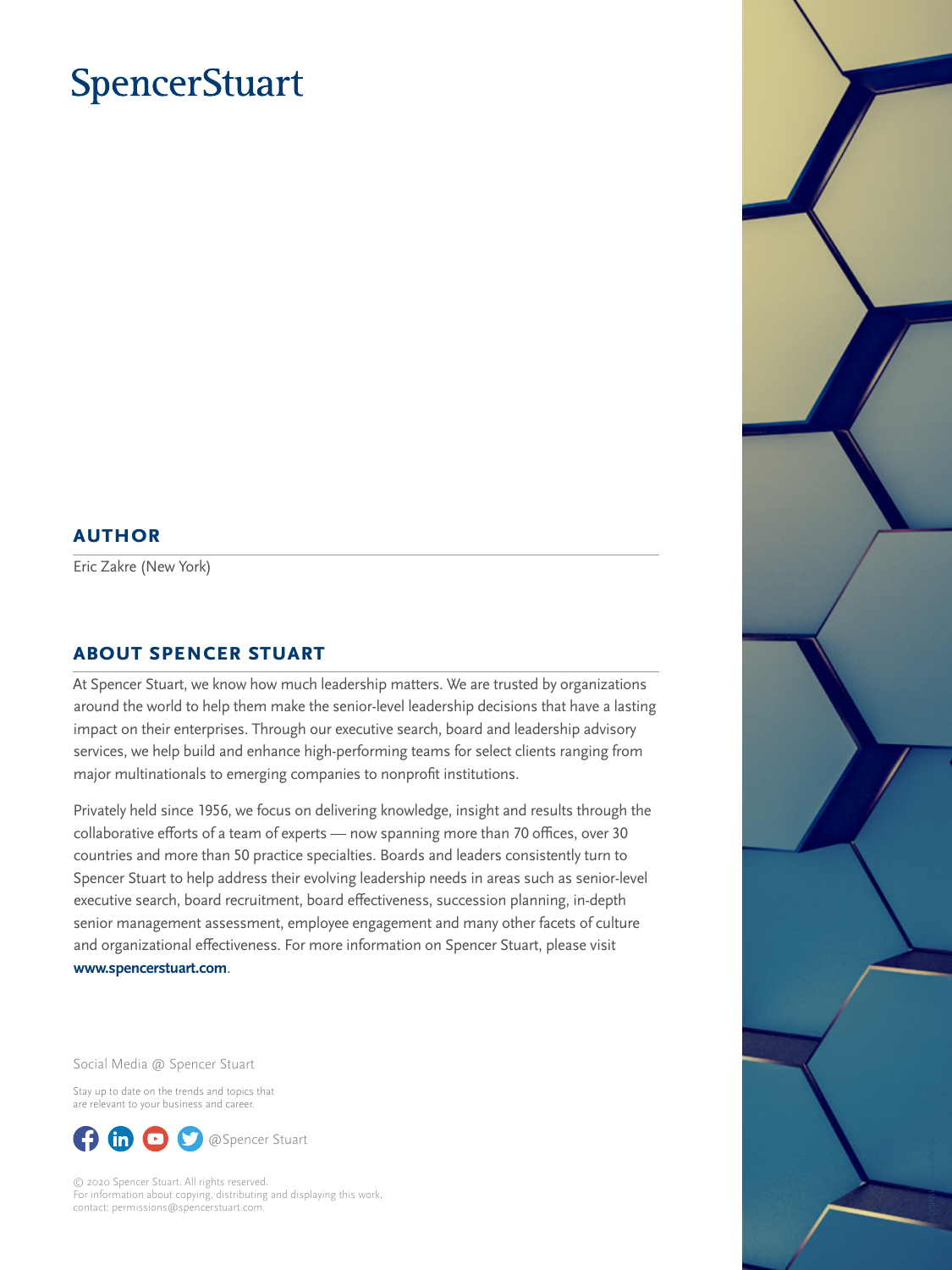SpencerStuart

## AUTHOR

Eric Zakre (New York)

## ABOUT SPENCER STUART

At Spencer Stuart, we know how much leadership matters. We are trusted by organizations around the world to help them make the senior-level leadership decisions that have a lasting impact on their enterprises. Through our executive search, board and leadership advisory services, we help build and enhance high-performing teams for select clients ranging from major multinationals to emerging companies to nonprofit institutions.

Privately held since 1956, we focus on delivering knowledge, insight and results through the collaborative efforts of a team of experts — now spanning more than 70 offices, over 30 countries and more than 50 practice specialties. Boards and leaders consistently turn to Spencer Stuart to help address their evolving leadership needs in areas such as senior-level executive search, board recruitment, board effectiveness, succession planning, in-depth senior management assessment, employee engagement and many other facets of culture and organizational effectiveness. For more information on Spencer Stuart, please visit **www.spencerstuart.com**.

Social Media @ Spencer Stuart

Stay up to date on the trends and topics that are relevant to your business and career.

@Spencer Stuart

© 2020 Spencer Stuart. All rights reserved.
For information about copying, distributing and displaying this work, contact: permissions@spencerstuart.com.